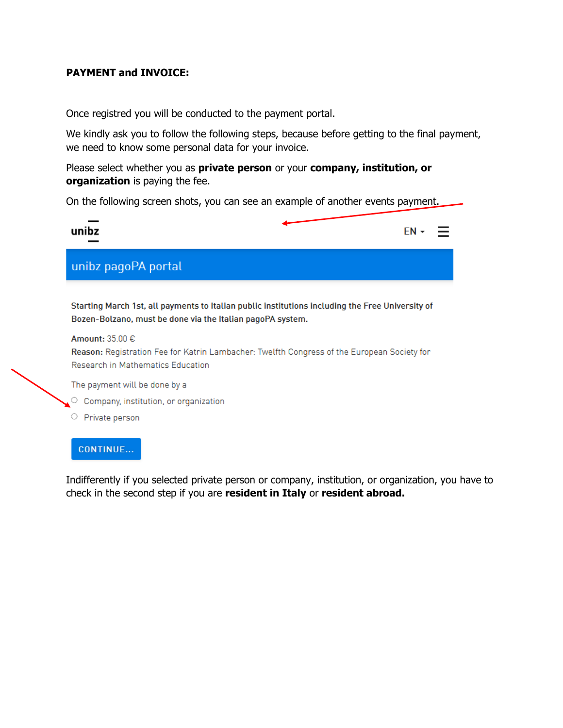**PAYMENT and INVOICE:**

Once registred you will be conducted to the payment portal.

We kindly ask you to follow the following steps, because before getting to the final payment, we need to know some personal data for your invoice.

Please select whether you as **private person** or your **company, institution, or organization** is paying the fee.

On the following screen shots, you can see an example of another events payment.

unibz

EN

unibz pagoPA portal

**Starting March 1st, all payments to Italian public institutions including the Free University of Bozen-Bolzano, must be done via the Italian pagoPA system.**

**Amount:** 35.00 €

**Reason:** Registration Fee for Katrin Lambacher: Twelfth Congress of the European Society for Research in Mathematics Education

The payment will be done by a

- Company, institution, or organization
- Private person

CONTINUE...

Indifferently if you selected private person or company, institution, or organization, you have to check in the second step if you are **resident in Italy** or **resident abroad.**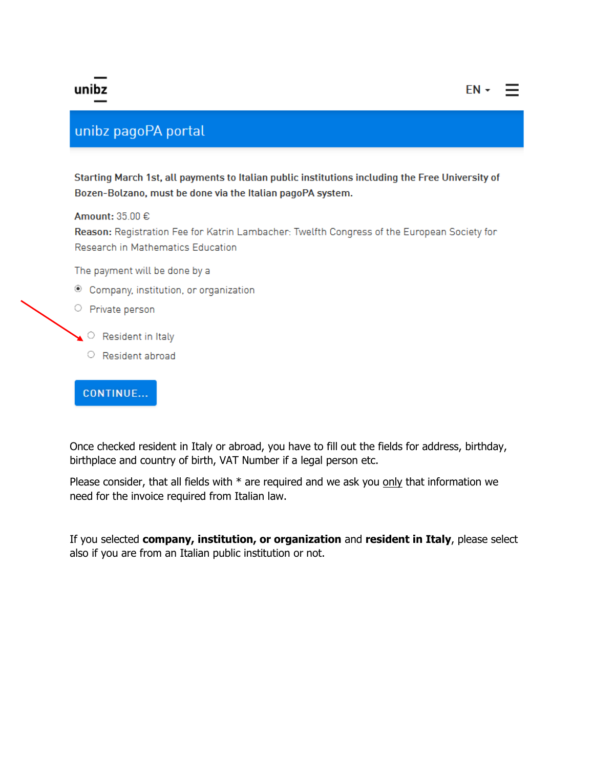unibz

EN

## unibz pagoPA portal

**Starting March 1st, all payments to Italian public institutions including the Free University of Bozen-Bolzano, must be done via the Italian pagoPA system.**

**Amount:** 35.00 €
**Reason:** Registration Fee for Katrin Lambacher: Twelfth Congress of the European Society for Research in Mathematics Education

The payment will be done by a

- (•) Company, institution, or organization
- ( ) Private person
  - ( ) Resident in Italy
  - ( ) Resident abroad

CONTINUE...

Once checked resident in Italy or abroad, you have to fill out the fields for address, birthday, birthplace and country of birth, VAT Number if a legal person etc.

Please consider, that all fields with * are required and we ask you only that information we need for the invoice required from Italian law.

If you selected **company, institution, or organization** and **resident in Italy**, please select also if you are from an Italian public institution or not.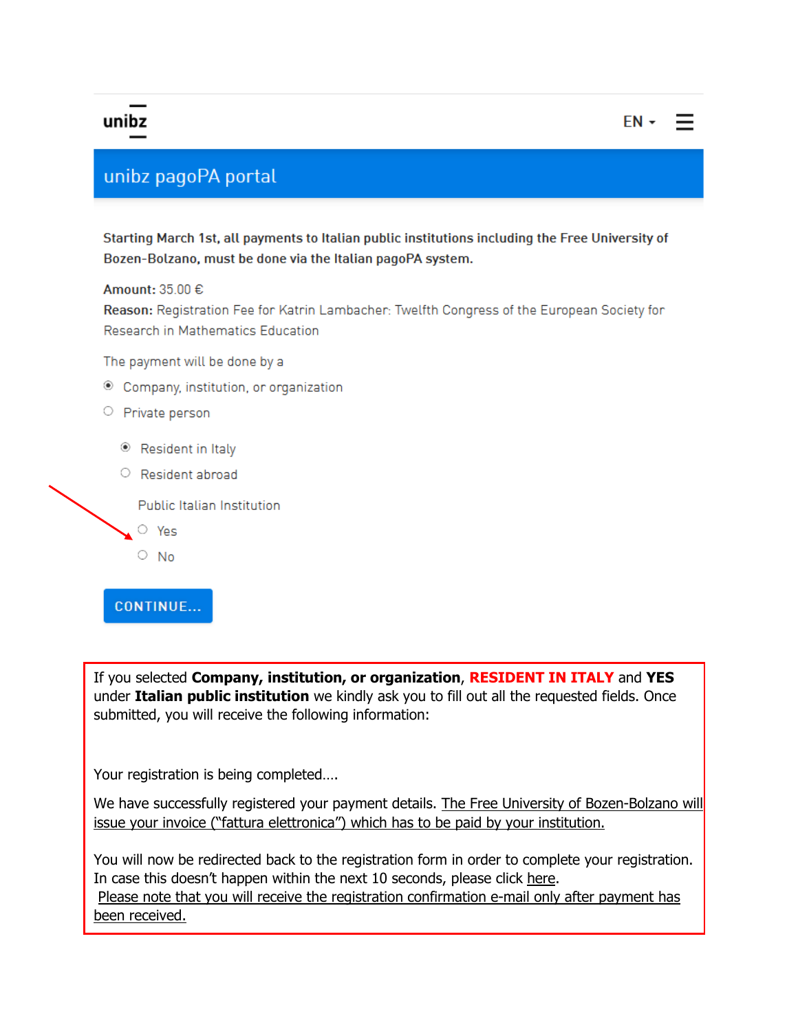unibz

EN ▾

## unibz pagoPA portal

**Starting March 1st, all payments to Italian public institutions including the Free University of Bozen-Bolzano, must be done via the Italian pagoPA system.**

**Amount:** 35.00 €

**Reason:** Registration Fee for Katrin Lambacher: Twelfth Congress of the European Society for Research in Mathematics Education

The payment will be done by a

- ◉ Company, institution, or organization
- ○ Private person

- ◉ Resident in Italy
- ○ Resident abroad

Public Italian Institution

- ○ Yes
- ○ No

CONTINUE...

If you selected **Company, institution, or organization**, **RESIDENT IN ITALY** and **YES** under **Italian public institution** we kindly ask you to fill out all the requested fields. Once submitted, you will receive the following information:

Your registration is being completed….

We have successfully registered your payment details. The Free University of Bozen-Bolzano will issue your invoice ("fattura elettronica") which has to be paid by your institution.

You will now be redirected back to the registration form in order to complete your registration. In case this doesn't happen within the next 10 seconds, please click here.

Please note that you will receive the registration confirmation e-mail only after payment has been received.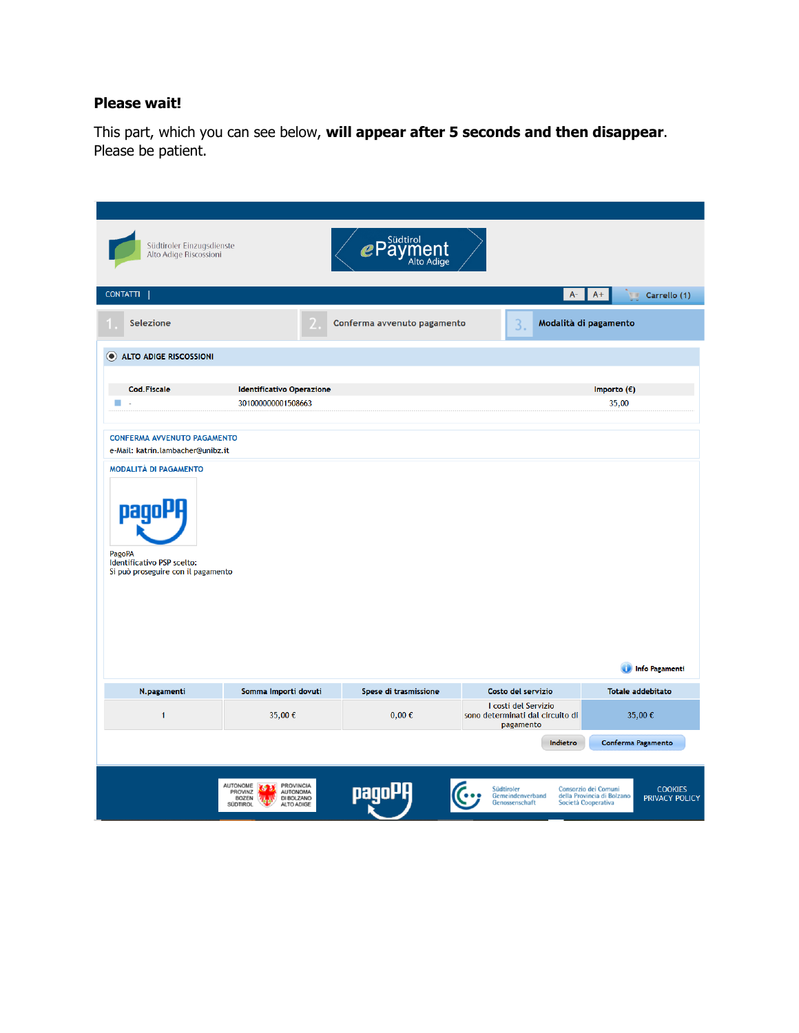**Please wait!**

This part, which you can see below, **will appear after 5 seconds and then disappear**. Please be patient.

Südtiroler Einzugsdienste
Alto Adige Riscossioni

Südtirol ePayment Alto Adige

CONTATTI |

A- A+ Carrello (1)

1. Selezione
2. Conferma avvenuto pagamento
3. Modalità di pagamento

ALTO ADIGE RISCOSSIONI

| Cod.Fiscale | Identificativo Operazione | Importo (€) |
|---|---|---|
| - | 301000000001508663 | 35,00 |

CONFERMA AVVENUTO PAGAMENTO

e-Mail: katrin.lambacher@unibz.it

MODALITÀ DI PAGAMENTO

pagoPA

PagoPA
Identificativo PSP scelto:
Si può proseguire con il pagamento

Info Pagamenti

| N.pagamenti | Somma Importi dovuti | Spese di trasmissione | Costo del servizio | Totale addebitato |
|---|---|---|---|---|
| 1 | 35,00 € | 0,00 € | I costi del Servizio sono determinati dal circuito di pagamento | 35,00 € |

Indietro | Conferma Pagamento

AUTONOME PROVINZ BOZEN SÜDTIROL – PROVINCIA AUTONOMA DI BOLZANO ALTO ADIGE
pagoPA
Südtiroler Gemeindenverband Genossenschaft – Consorzio dei Comuni della Provincia di Bolzano Società Cooperativa
COOKIES
PRIVACY POLICY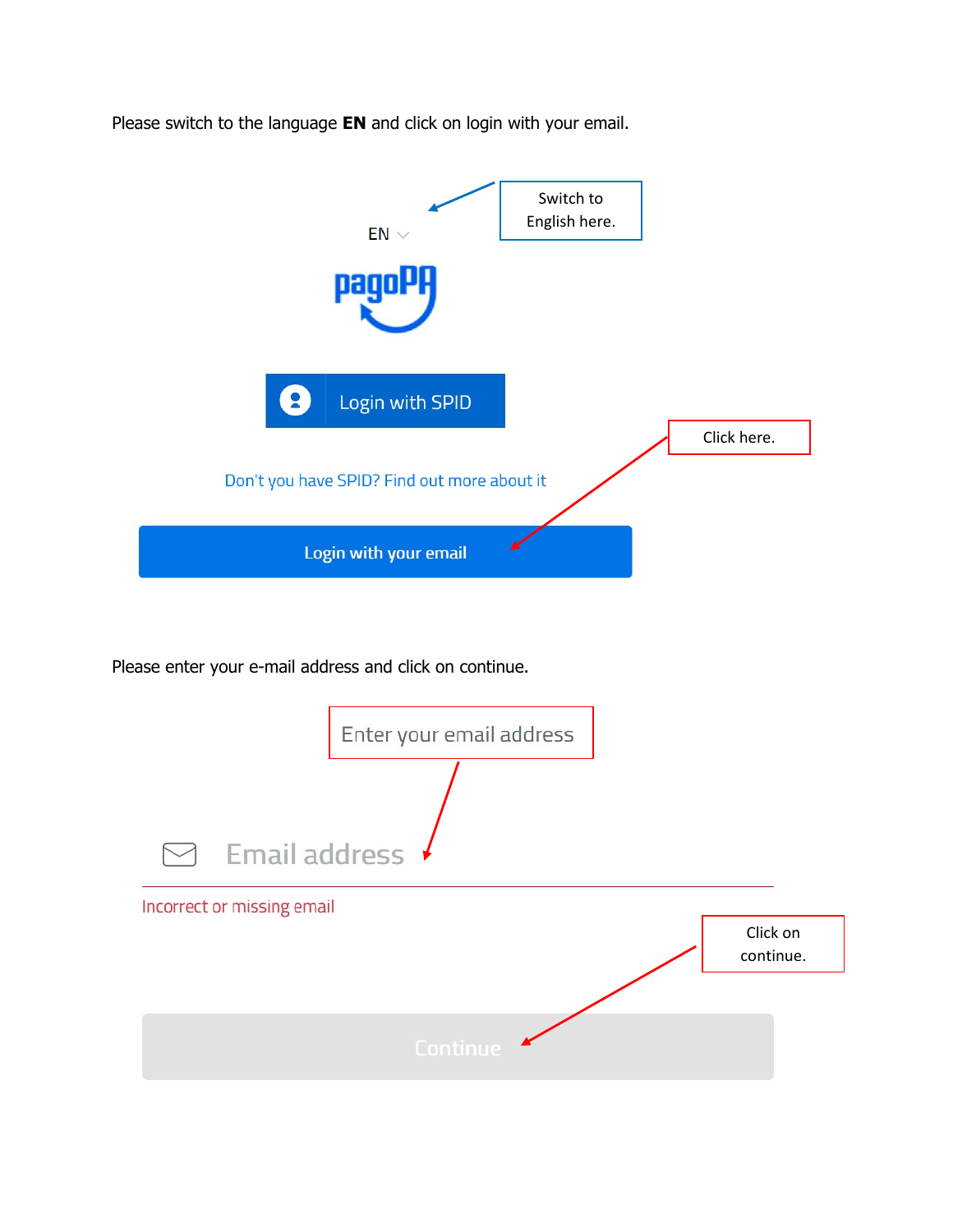Please switch to the language **EN** and click on login with your email.

Switch to English here.

EN

pagoPA

Login with SPID

Click here.

Don't you have SPID? Find out more about it

Login with your email

Please enter your e-mail address and click on continue.

Enter your email address

Email address

Incorrect or missing email

Click on continue.

Continue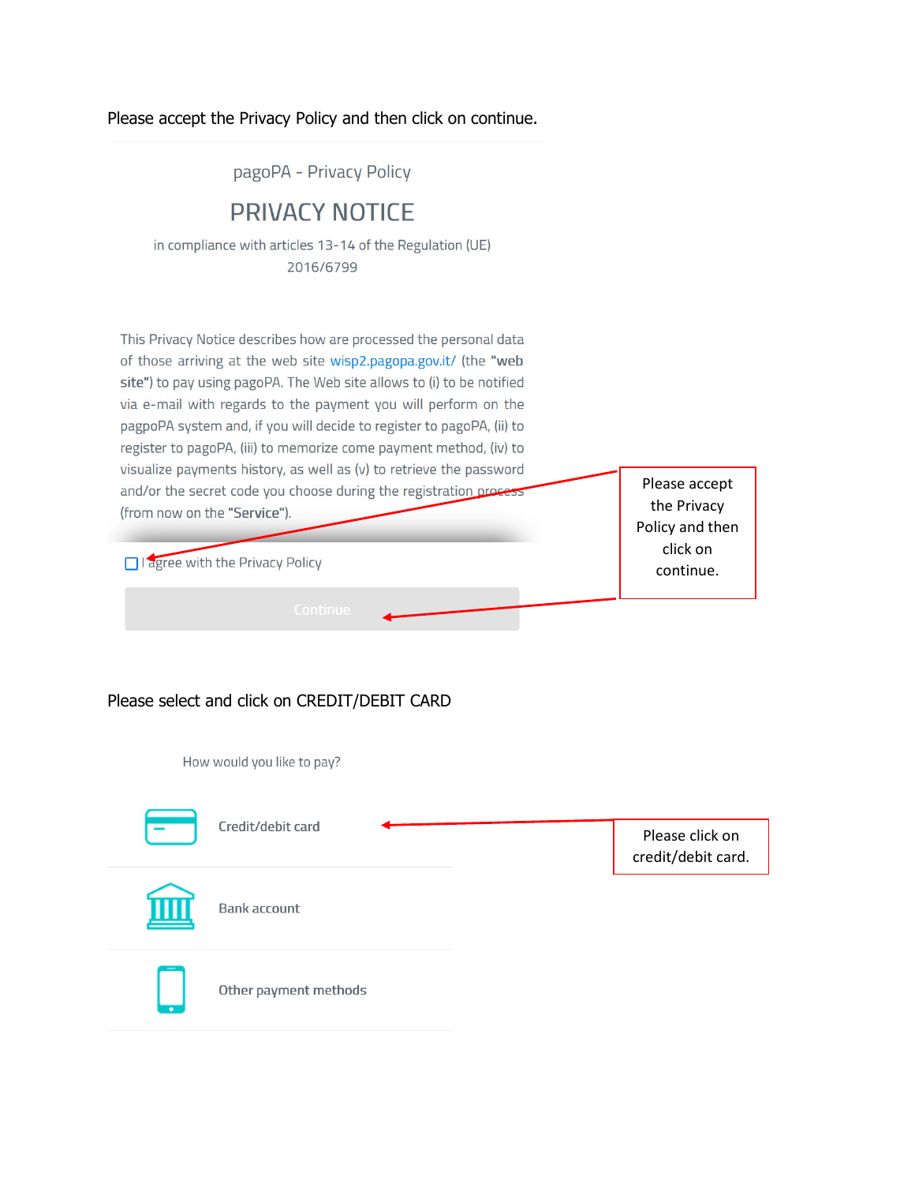Please accept the Privacy Policy and then click on continue.

pagoPA - Privacy Policy

PRIVACY NOTICE

in compliance with articles 13-14 of the Regulation (UE) 2016/6799

This Privacy Notice describes how are processed the personal data of those arriving at the web site wisp2.pagopa.gov.it/ (the **"web site"**) to pay using pagoPA. The Web site allows to (i) to be notified via e-mail with regards to the payment you will perform on the pagpoPA system and, if you will decide to register to pagoPA, (ii) to register to pagoPA, (iii) to memorize come payment method, (iv) to visualize payments history, as well as (v) to retrieve the password and/or the secret code you choose during the registration process (from now on the **"Service"**).

☐ I agree with the Privacy Policy

Continue

Please accept the Privacy Policy and then click on continue.

Please select and click on CREDIT/DEBIT CARD

How would you like to pay?

Credit/debit card

Bank account

Other payment methods

Please click on credit/debit card.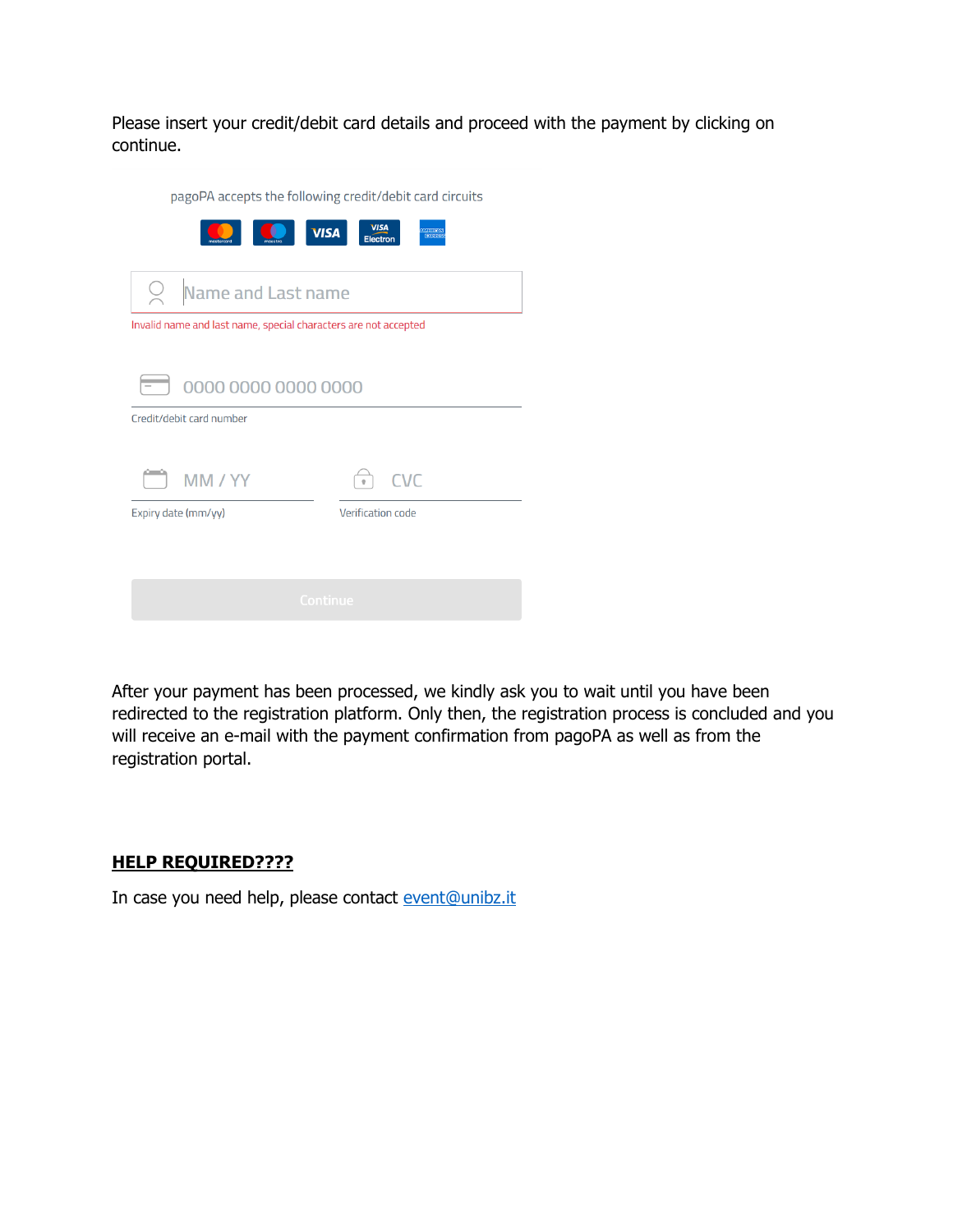Please insert your credit/debit card details and proceed with the payment by clicking on continue.

pagoPA accepts the following credit/debit card circuits

Name and Last name

Invalid name and last name, special characters are not accepted

0000 0000 0000 0000

Credit/debit card number

MM / YY

Expiry date (mm/yy)

CVC

Verification code

Continue

After your payment has been processed, we kindly ask you to wait until you have been redirected to the registration platform. Only then, the registration process is concluded and you will receive an e-mail with the payment confirmation from pagoPA as well as from the registration portal.

**HELP REQUIRED????**

In case you need help, please contact event@unibz.it